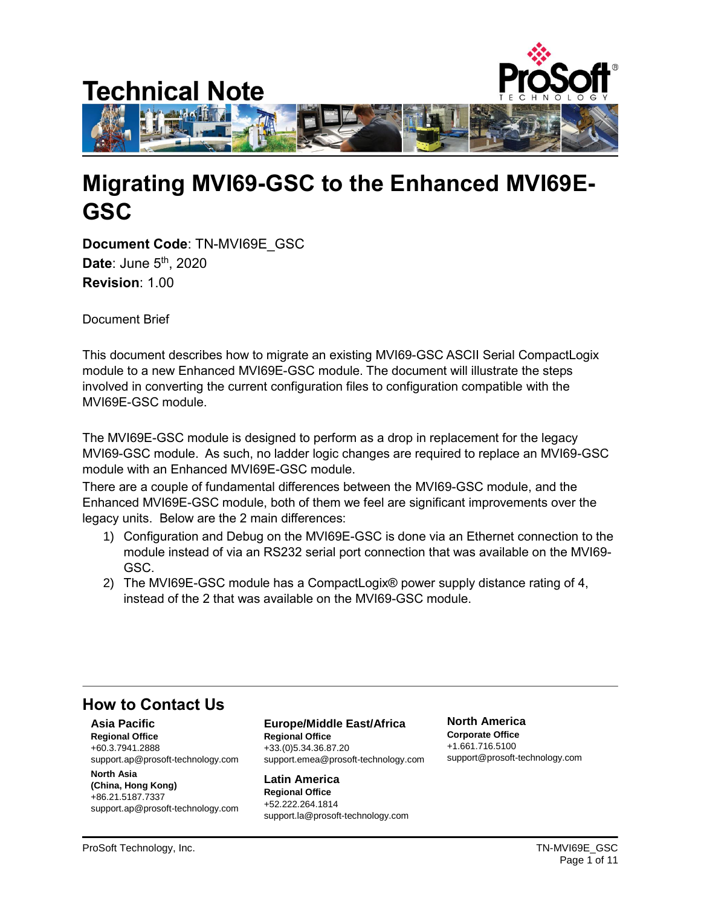Technical Note

# Migrating MVI69-GSC to the Enhanced MVI69E-GSC

**Document Code**: TN-MVI69E_GSC
**Date**: June 5th, 2020
**Revision**: 1.00

Document Brief

This document describes how to migrate an existing MVI69-GSC ASCII Serial CompactLogix module to a new Enhanced MVI69E-GSC module. The document will illustrate the steps involved in converting the current configuration files to configuration compatible with the MVI69E-GSC module.

The MVI69E-GSC module is designed to perform as a drop in replacement for the legacy MVI69-GSC module. As such, no ladder logic changes are required to replace an MVI69-GSC module with an Enhanced MVI69E-GSC module.
There are a couple of fundamental differences between the MVI69-GSC module, and the Enhanced MVI69E-GSC module, both of them we feel are significant improvements over the legacy units. Below are the 2 main differences:

1) Configuration and Debug on the MVI69E-GSC is done via an Ethernet connection to the module instead of via an RS232 serial port connection that was available on the MVI69-GSC.
2) The MVI69E-GSC module has a CompactLogix® power supply distance rating of 4, instead of the 2 that was available on the MVI69-GSC module.

## How to Contact Us

**Asia Pacific**
**Regional Office**
+60.3.7941.2888
support.ap@prosoft-technology.com

**North Asia**
**(China, Hong Kong)**
+86.21.5187.7337
support.ap@prosoft-technology.com

**Europe/Middle East/Africa**
**Regional Office**
+33.(0)5.34.36.87.20
support.emea@prosoft-technology.com

**Latin America**
**Regional Office**
+52.222.264.1814
support.la@prosoft-technology.com

**North America**
**Corporate Office**
+1.661.716.5100
support@prosoft-technology.com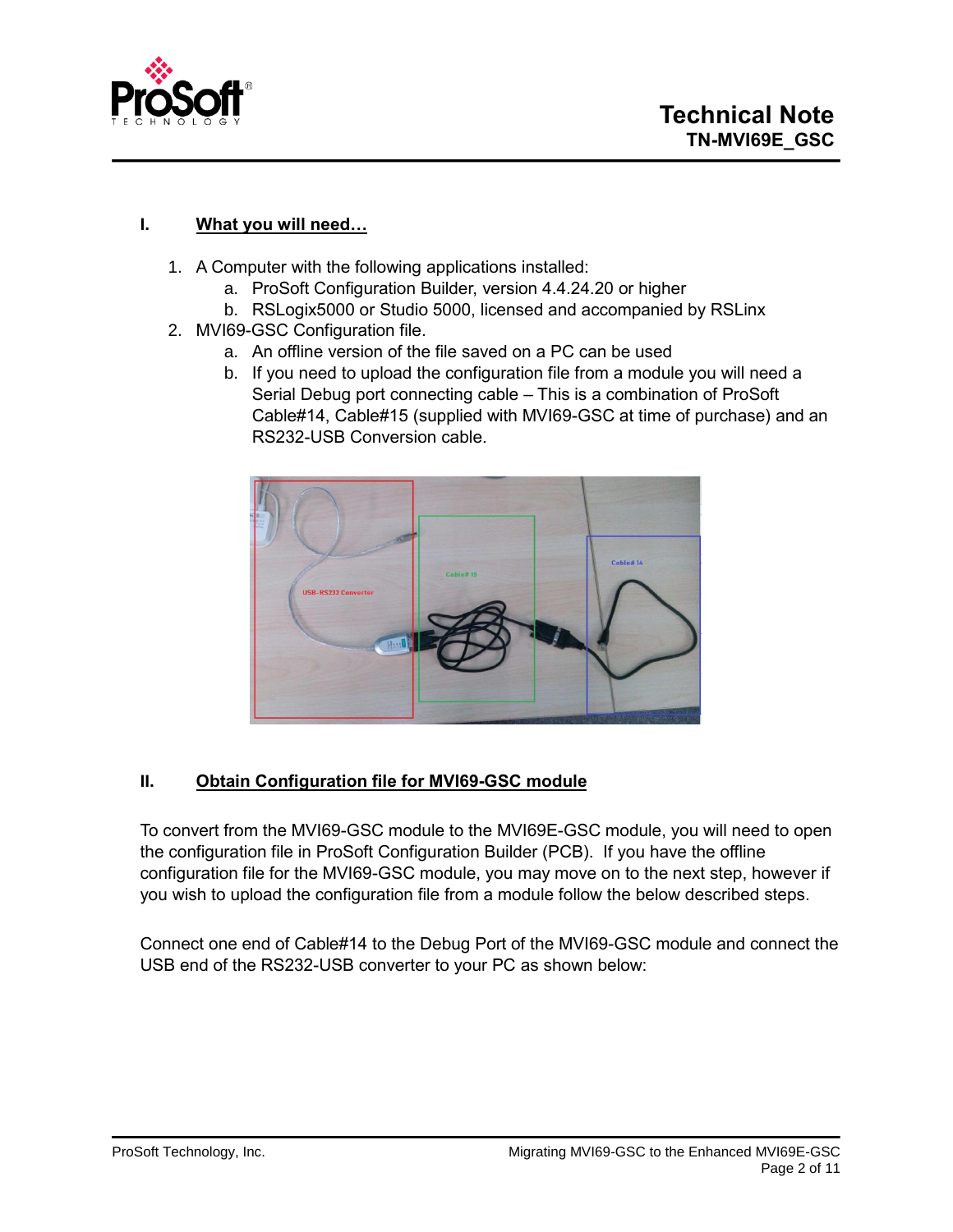## I. What you will need…

1. A Computer with the following applications installed:
   a. ProSoft Configuration Builder, version 4.4.24.20 or higher
   b. RSLogix5000 or Studio 5000, licensed and accompanied by RSLinx
2. MVI69-GSC Configuration file.
   a. An offline version of the file saved on a PC can be used
   b. If you need to upload the configuration file from a module you will need a Serial Debug port connecting cable – This is a combination of ProSoft Cable#14, Cable#15 (supplied with MVI69-GSC at time of purchase) and an RS232-USB Conversion cable.

## II. Obtain Configuration file for MVI69-GSC module

To convert from the MVI69-GSC module to the MVI69E-GSC module, you will need to open the configuration file in ProSoft Configuration Builder (PCB). If you have the offline configuration file for the MVI69-GSC module, you may move on to the next step, however if you wish to upload the configuration file from a module follow the below described steps.

Connect one end of Cable#14 to the Debug Port of the MVI69-GSC module and connect the USB end of the RS232-USB converter to your PC as shown below: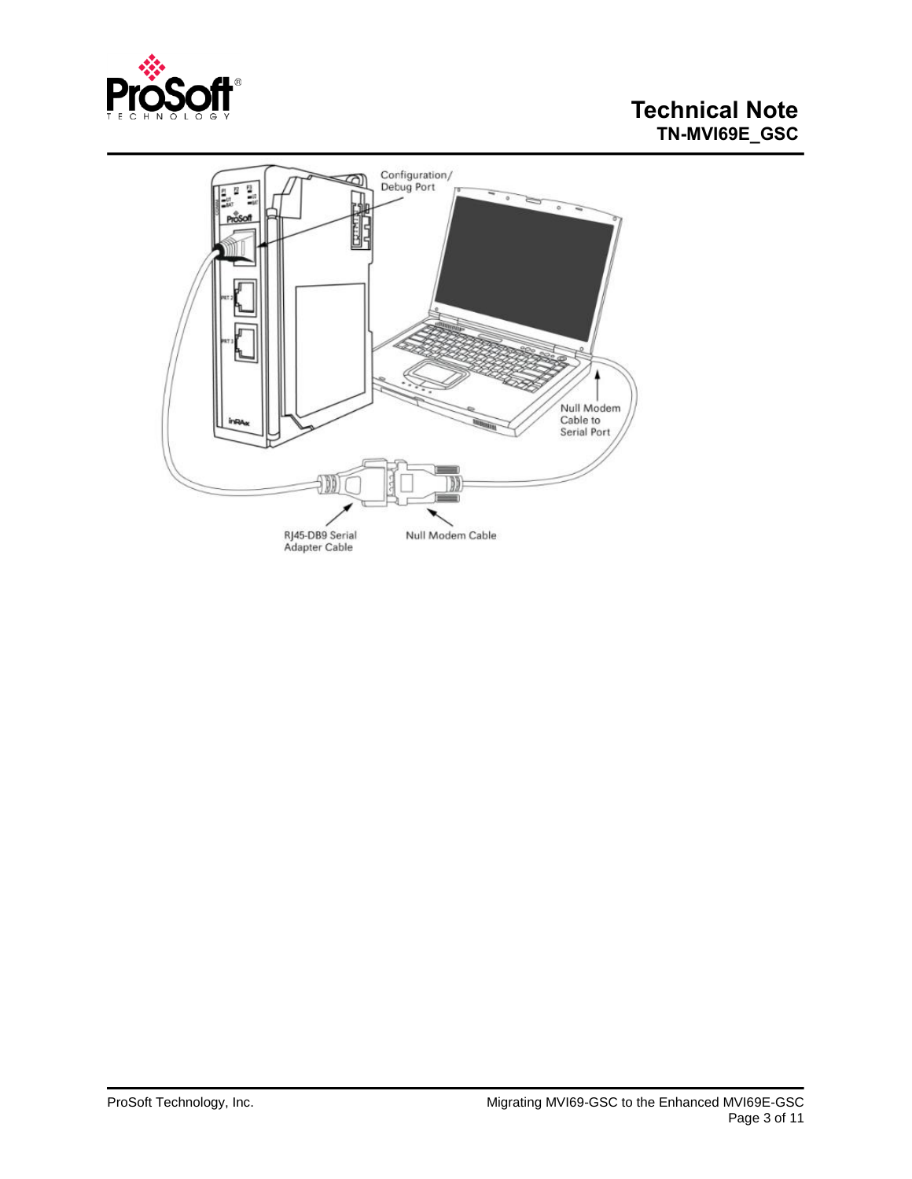Configuration/
Debug Port

Null Modem
Cable to
Serial Port

RJ45-DB9 Serial
Adapter Cable

Null Modem Cable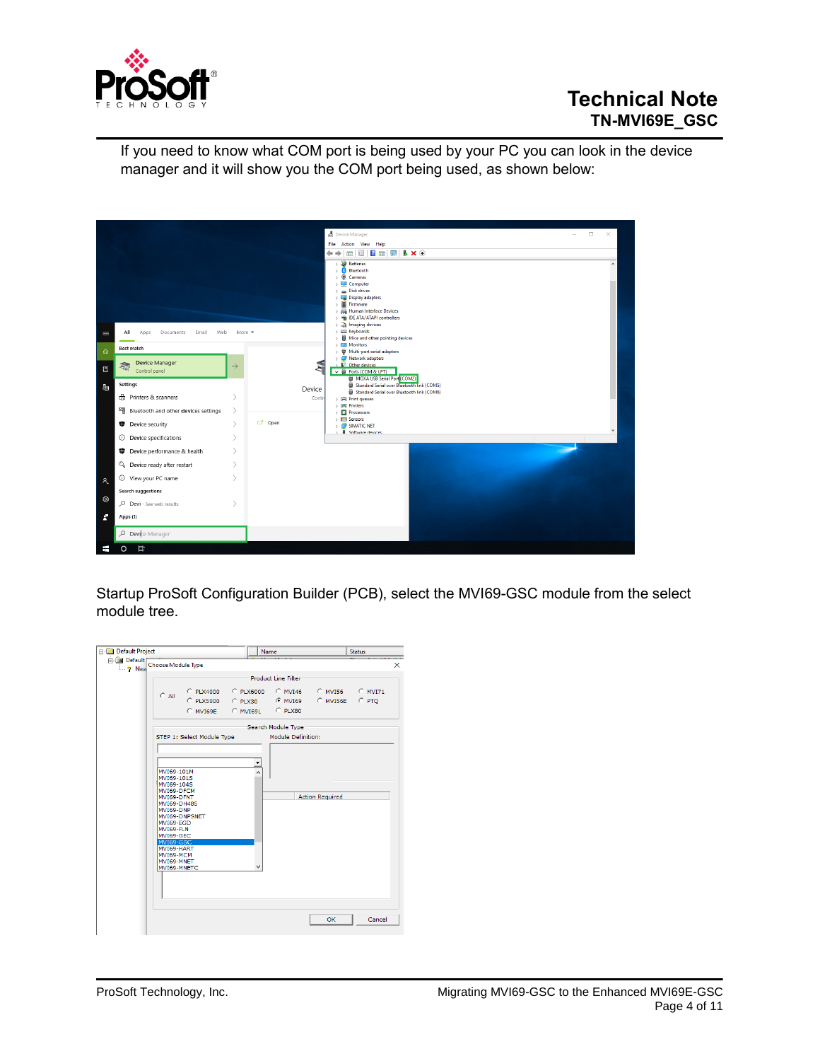If you need to know what COM port is being used by your PC you can look in the device manager and it will show you the COM port being used, as shown below:

Startup ProSoft Configuration Builder (PCB), select the MVI69-GSC module from the select module tree.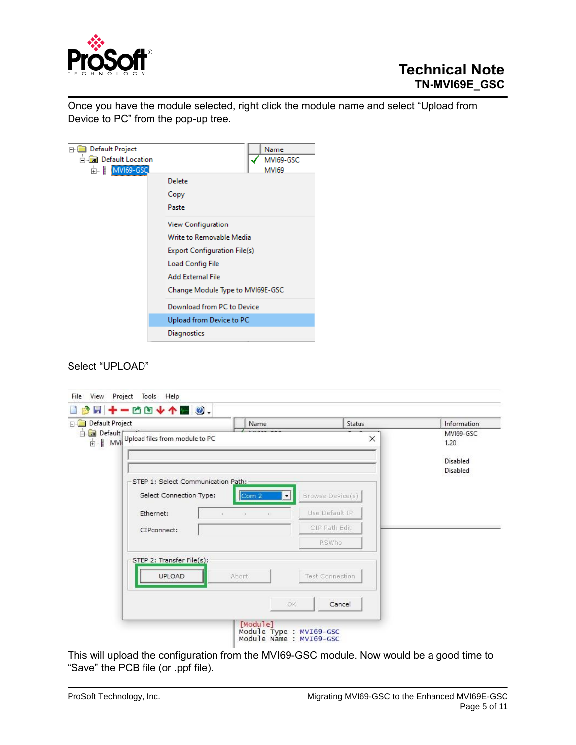Once you have the module selected, right click the module name and select "Upload from Device to PC" from the pop-up tree.

Select "UPLOAD"

This will upload the configuration from the MVI69-GSC module. Now would be a good time to "Save" the PCB file (or .ppf file).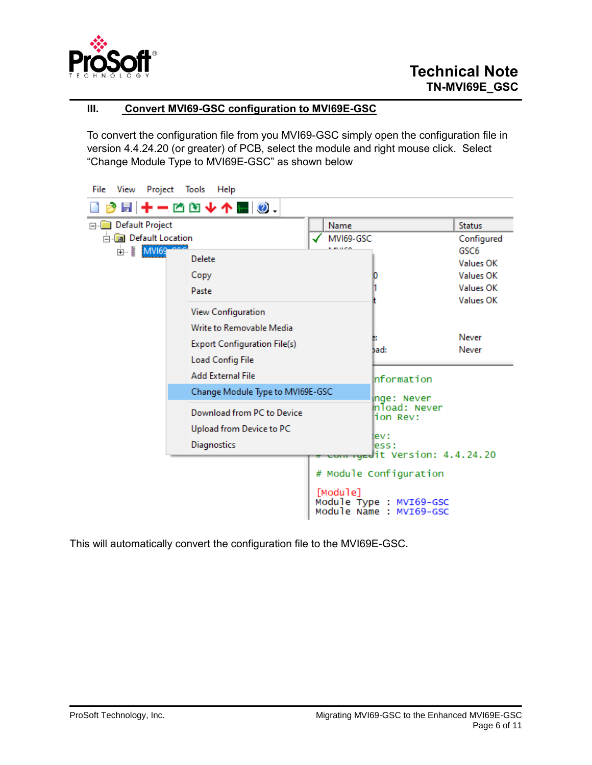## III. Convert MVI69-GSC configuration to MVI69E-GSC

To convert the configuration file from you MVI69-GSC simply open the configuration file in version 4.4.24.20 (or greater) of PCB, select the module and right mouse click. Select "Change Module Type to MVI69E-GSC" as shown below

This will automatically convert the configuration file to the MVI69E-GSC.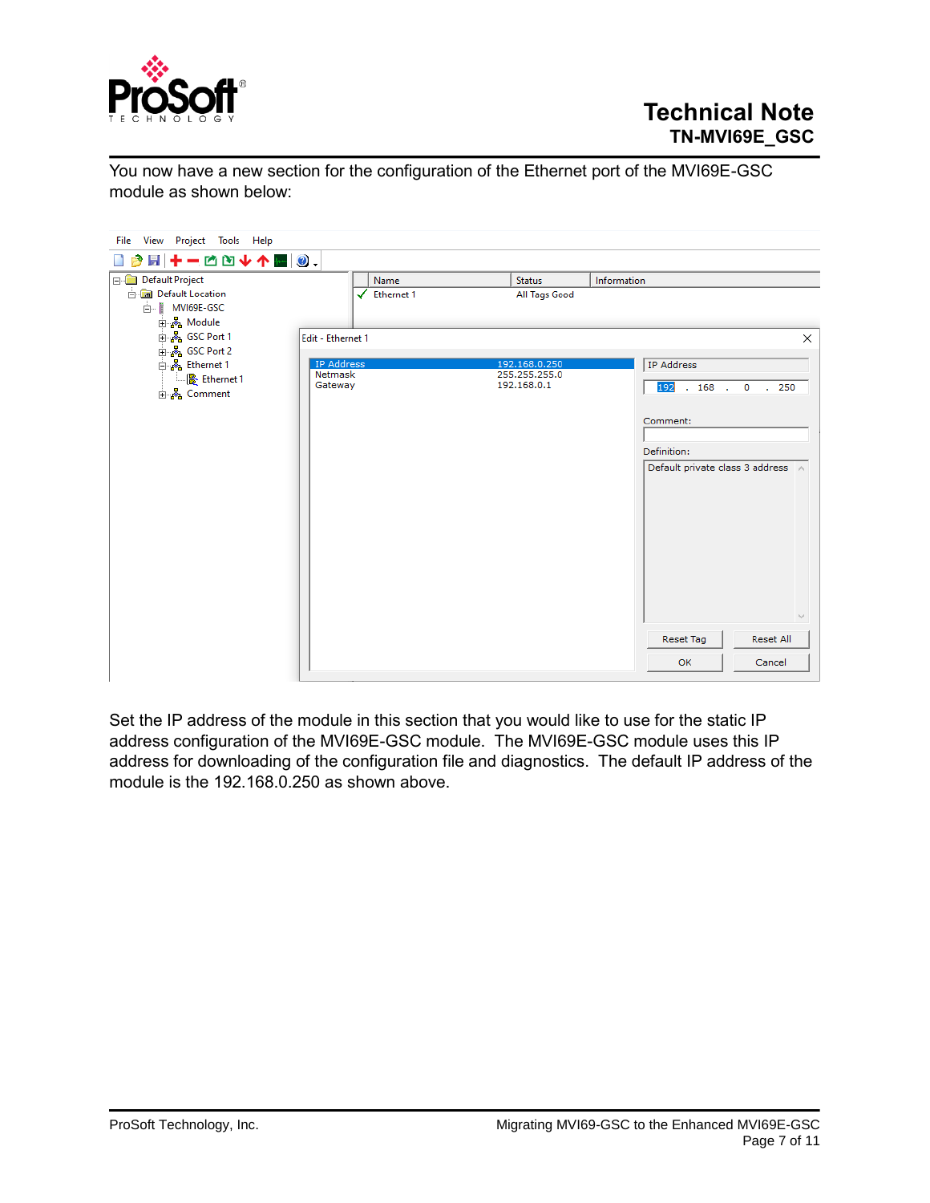You now have a new section for the configuration of the Ethernet port of the MVI69E-GSC module as shown below:

Set the IP address of the module in this section that you would like to use for the static IP address configuration of the MVI69E-GSC module. The MVI69E-GSC module uses this IP address for downloading of the configuration file and diagnostics. The default IP address of the module is the 192.168.0.250 as shown above.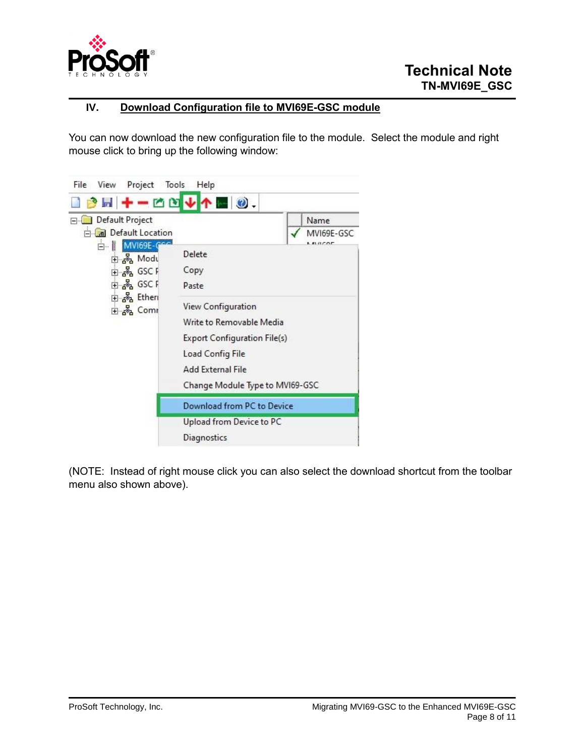## IV. Download Configuration file to MVI69E-GSC module

You can now download the new configuration file to the module. Select the module and right mouse click to bring up the following window:

(NOTE: Instead of right mouse click you can also select the download shortcut from the toolbar menu also shown above).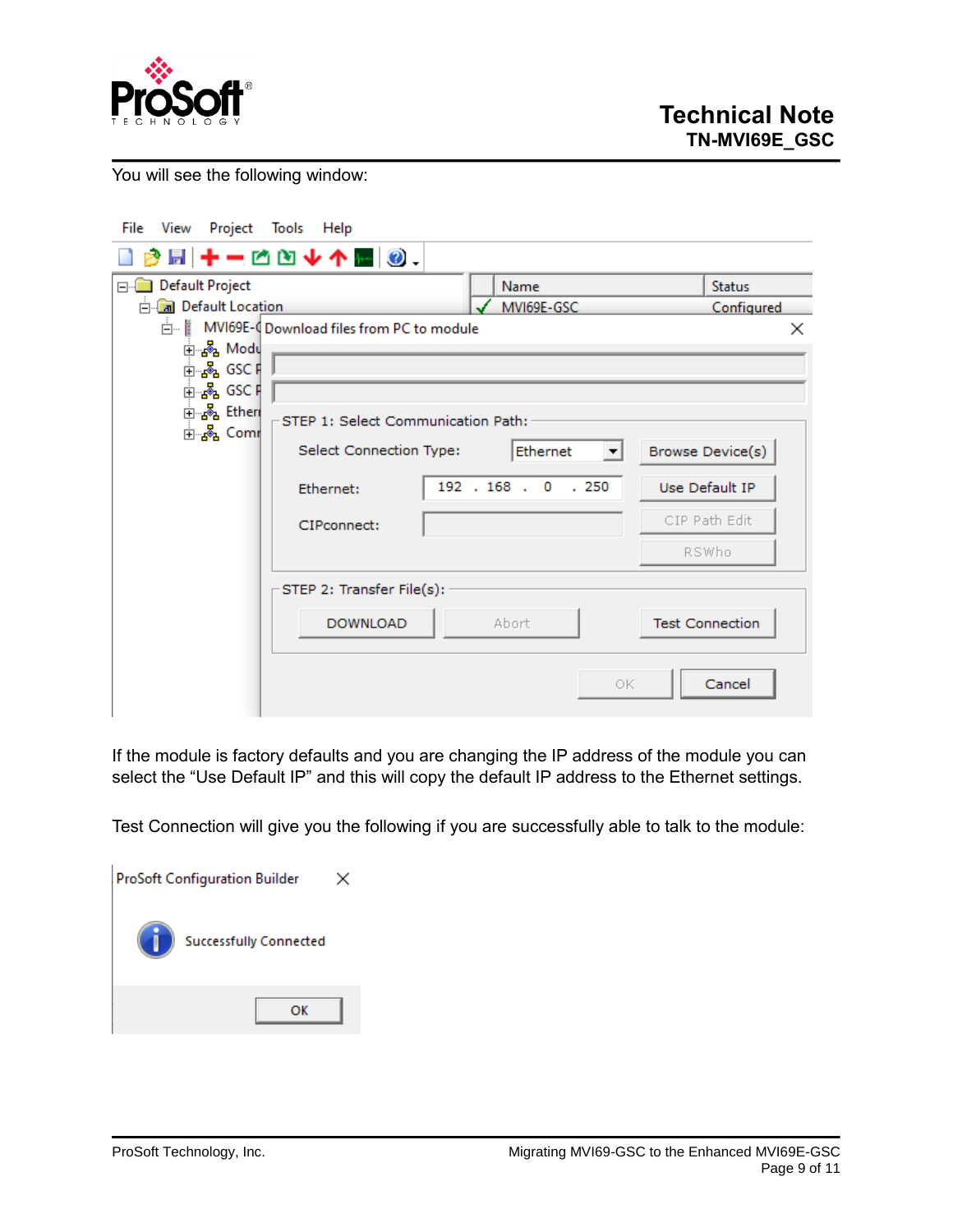You will see the following window:

If the module is factory defaults and you are changing the IP address of the module you can select the “Use Default IP” and this will copy the default IP address to the Ethernet settings.

Test Connection will give you the following if you are successfully able to talk to the module: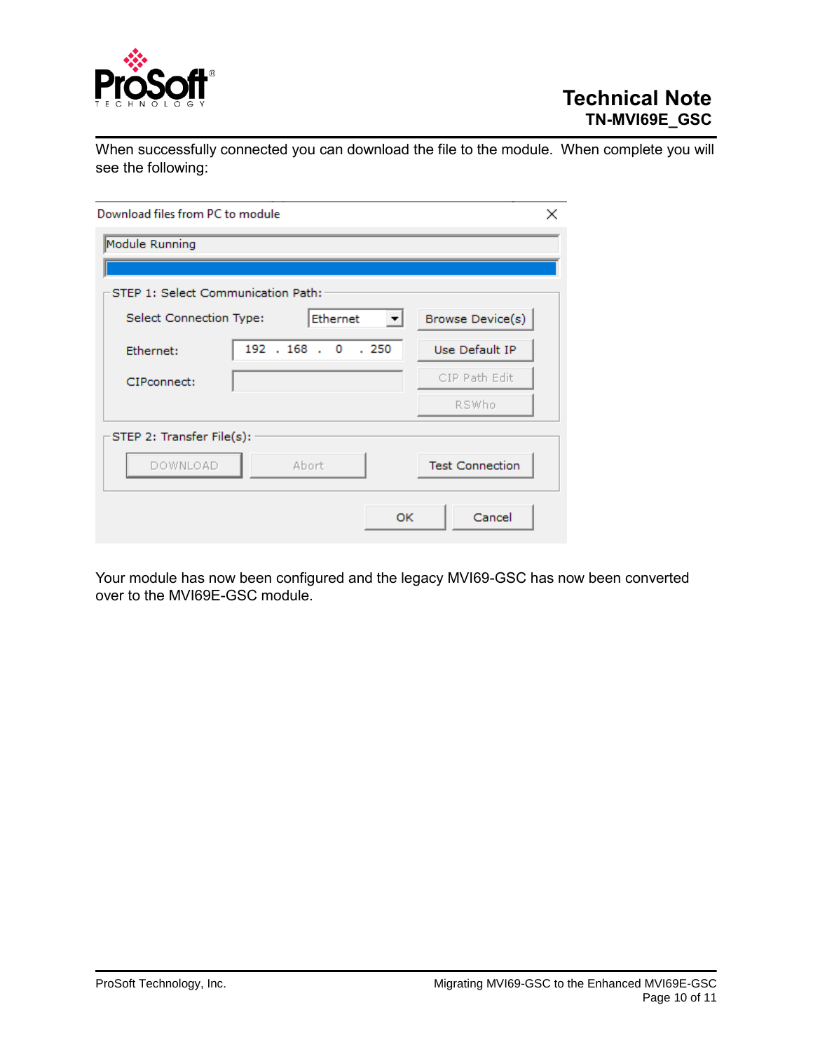When successfully connected you can download the file to the module. When complete you will see the following:

Download files from PC to module

Module Running

STEP 1: Select Communication Path:

Select Connection Type: Ethernet

Browse Device(s)

Ethernet: 192 . 168 . 0 . 250

Use Default IP

CIPconnect:

CIP Path Edit

RSWho

STEP 2: Transfer File(s):

DOWNLOAD

Abort

Test Connection

OK

Cancel

Your module has now been configured and the legacy MVI69-GSC has now been converted over to the MVI69E-GSC module.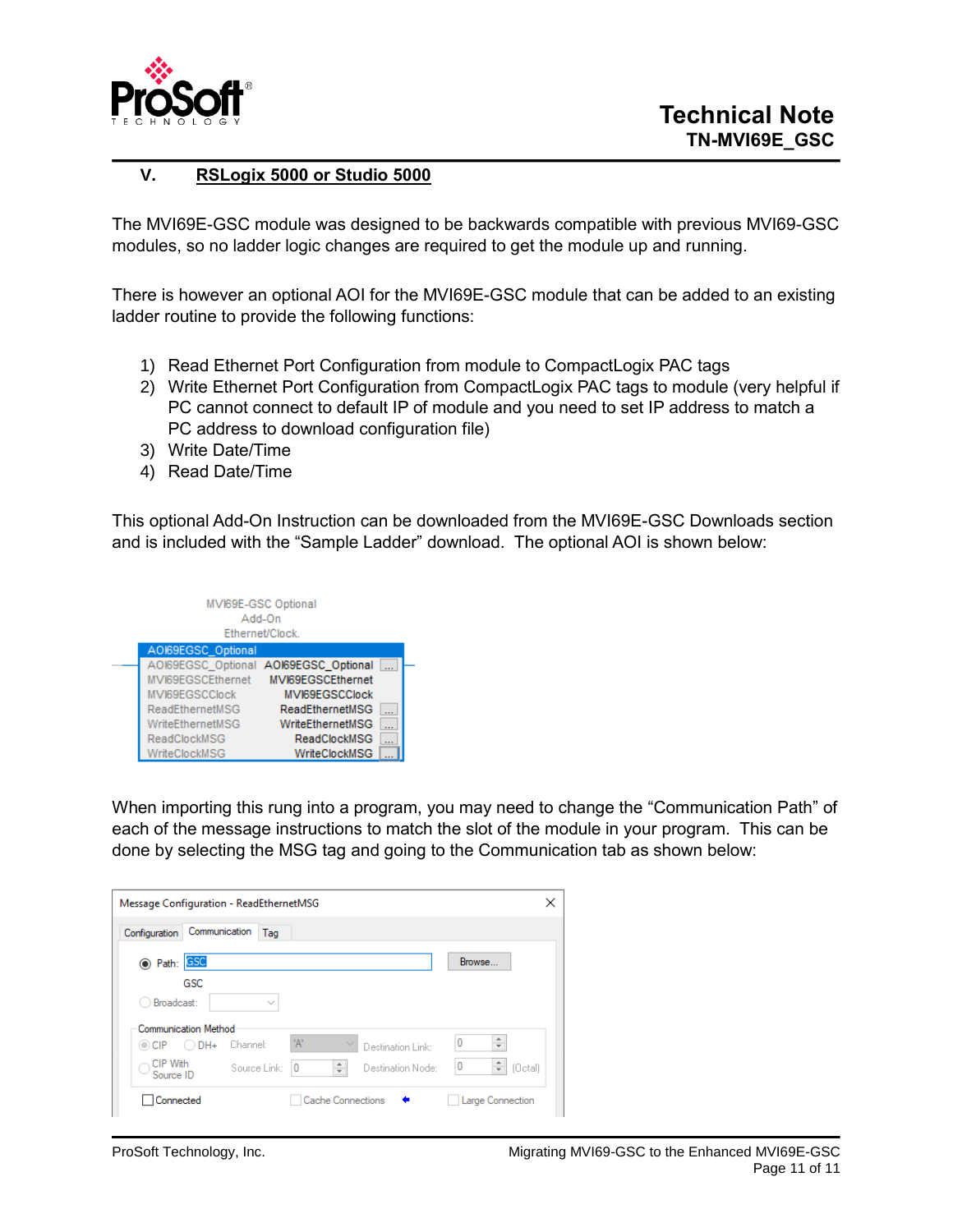## V. RSLogix 5000 or Studio 5000

The MVI69E-GSC module was designed to be backwards compatible with previous MVI69-GSC modules, so no ladder logic changes are required to get the module up and running.

There is however an optional AOI for the MVI69E-GSC module that can be added to an existing ladder routine to provide the following functions:

1) Read Ethernet Port Configuration from module to CompactLogix PAC tags
2) Write Ethernet Port Configuration from CompactLogix PAC tags to module (very helpful if PC cannot connect to default IP of module and you need to set IP address to match a PC address to download configuration file)
3) Write Date/Time
4) Read Date/Time

This optional Add-On Instruction can be downloaded from the MVI69E-GSC Downloads section and is included with the "Sample Ladder" download. The optional AOI is shown below:

MVI69E-GSC Optional
Add-On
Ethernet/Clock.

AOI69EGSC_Optional
AOI69EGSC_Optional AOI69EGSC_Optional
MVI69EGSCEthernet MVI69EGSCEthernet
MVI69EGSCClock MVI69EGSCClock
ReadEthernetMSG ReadEthernetMSG
WriteEthernetMSG WriteEthernetMSG
ReadClockMSG ReadClockMSG
WriteClockMSG WriteClockMSG

When importing this rung into a program, you may need to change the "Communication Path" of each of the message instructions to match the slot of the module in your program. This can be done by selecting the MSG tag and going to the Communication tab as shown below:

Message Configuration - ReadEthernetMSG

Configuration Communication Tag

Path: GSC Browse...
GSC

Broadcast:

Communication Method
CIP DH+ Channel: 'A' Destination Link: 0
CIP With Source ID Source Link: 0 Destination Node: 0 (Octal)

Connected Cache Connections Large Connection